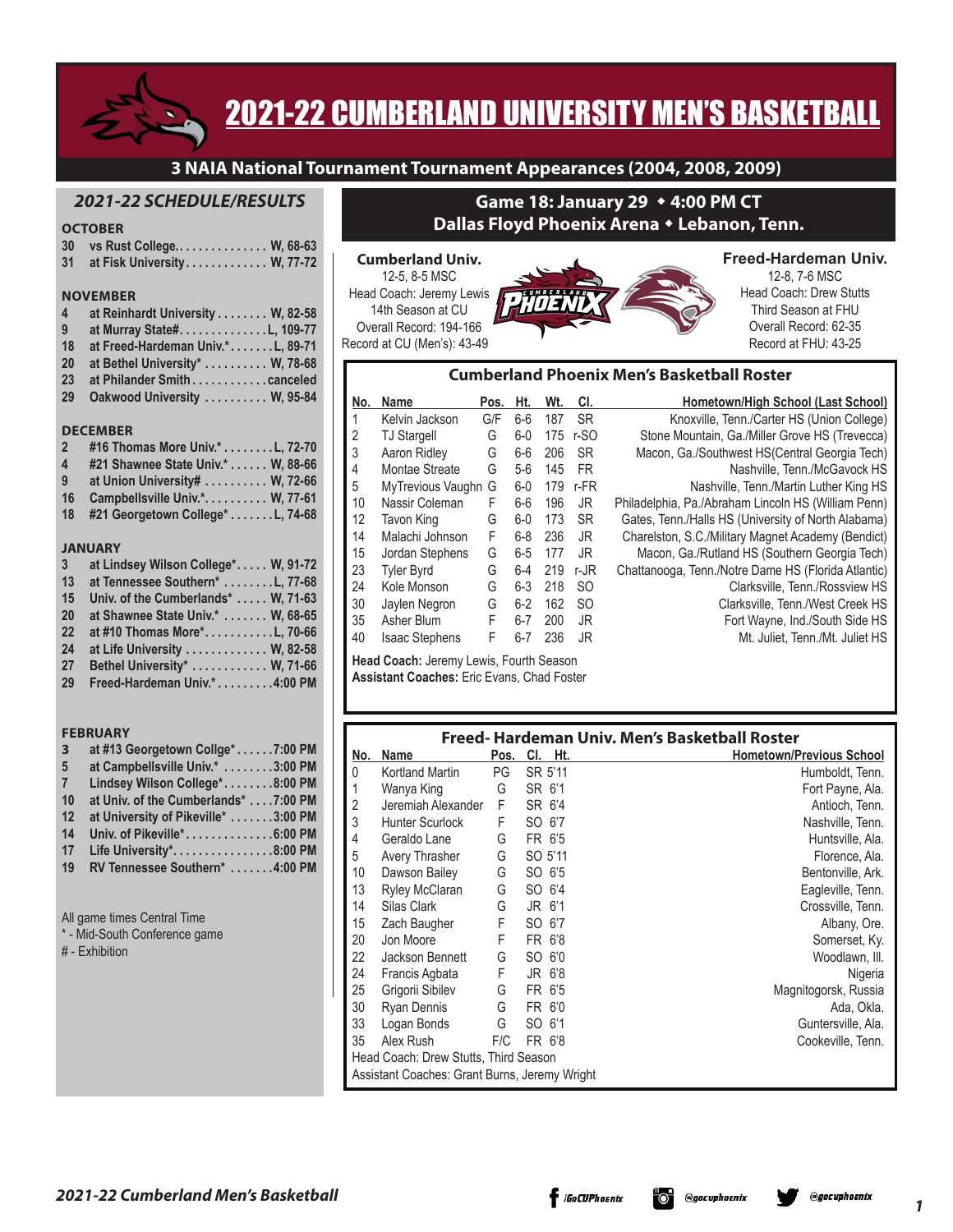# 2021-22 CUMBERLAND UNIVERSITY MEN'S BASKETBALL

**3 NAIA National Tournament Tournament Appearances (2004, 2008, 2009)**

## *2021-22 SCHEDULE/RESULTS*

**OCTOBER**

| | | |
|---|---|---|
| 30 | vs Rust College. | W, 68-63 |
| 31 | at Fisk University | W, 77-72 |

**NOVEMBER**

| | | |
|---|---|---|
| 4 | at Reinhardt University | W, 82-58 |
| 9 | at Murray State# | L, 109-77 |
| 18 | at Freed-Hardeman Univ.* | L, 89-71 |
| 20 | at Bethel University* | W, 78-68 |
| 23 | at Philander Smith | canceled |
| 29 | Oakwood University | W, 95-84 |

**DECEMBER**

| | | |
|---|---|---|
| 2 | #16 Thomas More Univ.* | L, 72-70 |
| 4 | #21 Shawnee State Univ.* | W, 88-66 |
| 9 | at Union University# | W, 72-66 |
| 16 | Campbellsville Univ.* | W, 77-61 |
| 18 | #21 Georgetown College* | L, 74-68 |

**JANUARY**

| | | |
|---|---|---|
| 3 | at Lindsey Wilson College* | W, 91-72 |
| 13 | at Tennessee Southern* | L, 77-68 |
| 15 | Univ. of the Cumberlands* | W, 71-63 |
| 20 | at Shawnee State Univ.* | W, 68-65 |
| 22 | at #10 Thomas More* | L, 70-66 |
| 24 | at Life University | W, 82-58 |
| 27 | Bethel University* | W, 71-66 |
| 29 | Freed-Hardeman Univ.* | 4:00 PM |

**FEBRUARY**

| | | |
|---|---|---|
| 3 | at #13 Georgetown Collge* | 7:00 PM |
| 5 | at Campbellsville Univ.* | 3:00 PM |
| 7 | Lindsey Wilson College* | 8:00 PM |
| 10 | at Univ. of the Cumberlands* | 7:00 PM |
| 12 | at University of Pikeville* | 3:00 PM |
| 14 | Univ. of Pikeville* | 6:00 PM |
| 17 | Life University* | 8:00 PM |
| 19 | RV Tennessee Southern* | 4:00 PM |

All game times Central Time
\* - Mid-South Conference game
\# - Exhibition

## Game 18: January 29 ◆ 4:00 PM CT
## Dallas Floyd Phoenix Arena ◆ Lebanon, Tenn.

**Cumberland Univ.**
12-5, 8-5 MSC
Head Coach: Jeremy Lewis
14th Season at CU
Overall Record: 194-166
Record at CU (Men's): 43-49

**Freed-Hardeman Univ.**
12-8, 7-6 MSC
Head Coach: Drew Stutts
Third Season at FHU
Overall Record: 62-35
Record at FHU: 43-25

### Cumberland Phoenix Men's Basketball Roster

| No. | Name | Pos. | Ht. | Wt. | Cl. | Hometown/High School (Last School) |
|---|---|---|---|---|---|---|
| 1 | Kelvin Jackson | G/F | 6-6 | 187 | SR | Knoxville, Tenn./Carter HS (Union College) |
| 2 | TJ Stargell | G | 6-0 | 175 | r-SO | Stone Mountain, Ga./Miller Grove HS (Trevecca) |
| 3 | Aaron Ridley | G | 6-6 | 206 | SR | Macon, Ga./Southwest HS(Central Georgia Tech) |
| 4 | Montae Streate | G | 5-6 | 145 | FR | Nashville, Tenn./McGavock HS |
| 5 | MyTrevious Vaughn | G | 6-0 | 179 | r-FR | Nashville, Tenn./Martin Luther King HS |
| 10 | Nassir Coleman | F | 6-6 | 196 | JR | Philadelphia, Pa./Abraham Lincoln HS (William Penn) |
| 12 | Tavon King | G | 6-0 | 173 | SR | Gates, Tenn./Halls HS (University of North Alabama) |
| 14 | Malachi Johnson | F | 6-8 | 236 | JR | Charelston, S.C./Military Magnet Academy (Bendict) |
| 15 | Jordan Stephens | G | 6-5 | 177 | JR | Macon, Ga./Rutland HS (Southern Georgia Tech) |
| 23 | Tyler Byrd | G | 6-4 | 219 | r-JR | Chattanooga, Tenn./Notre Dame HS (Florida Atlantic) |
| 24 | Kole Monson | G | 6-3 | 218 | SO | Clarksville, Tenn./Rossview HS |
| 30 | Jaylen Negron | G | 6-2 | 162 | SO | Clarksville, Tenn./West Creek HS |
| 35 | Asher Blum | F | 6-7 | 200 | JR | Fort Wayne, Ind./South Side HS |
| 40 | Isaac Stephens | F | 6-7 | 236 | JR | Mt. Juliet, Tenn./Mt. Juliet HS |

**Head Coach:** Jeremy Lewis, Fourth Season
**Assistant Coaches:** Eric Evans, Chad Foster

### Freed- Hardeman Univ. Men's Basketball Roster

| No. | Name | Pos. | Cl. | Ht. | Hometown/Previous School |
|---|---|---|---|---|---|
| 0 | Kortland Martin | PG | SR | 5'11 | Humboldt, Tenn. |
| 1 | Wanya King | G | SR | 6'1 | Fort Payne, Ala. |
| 2 | Jeremiah Alexander | F | SR | 6'4 | Antioch, Tenn. |
| 3 | Hunter Scurlock | F | SO | 6'7 | Nashville, Tenn. |
| 4 | Geraldo Lane | G | FR | 6'5 | Huntsville, Ala. |
| 5 | Avery Thrasher | G | SO | 5'11 | Florence, Ala. |
| 10 | Dawson Bailey | G | SO | 6'5 | Bentonville, Ark. |
| 13 | Ryley McClaran | G | SO | 6'4 | Eagleville, Tenn. |
| 14 | Silas Clark | G | JR | 6'1 | Crossville, Tenn. |
| 15 | Zach Baugher | F | SO | 6'7 | Albany, Ore. |
| 20 | Jon Moore | F | FR | 6'8 | Somerset, Ky. |
| 22 | Jackson Bennett | G | SO | 6'0 | Woodlawn, Ill. |
| 24 | Francis Agbata | F | JR | 6'8 | Nigeria |
| 25 | Grigorii Sibilev | G | FR | 6'5 | Magnitogorsk, Russia |
| 30 | Ryan Dennis | G | FR | 6'0 | Ada, Okla. |
| 33 | Logan Bonds | G | SO | 6'1 | Guntersville, Ala. |
| 35 | Alex Rush | F/C | FR | 6'8 | Cookeville, Tenn. |

Head Coach: Drew Stutts, Third Season
Assistant Coaches: Grant Burns, Jeremy Wright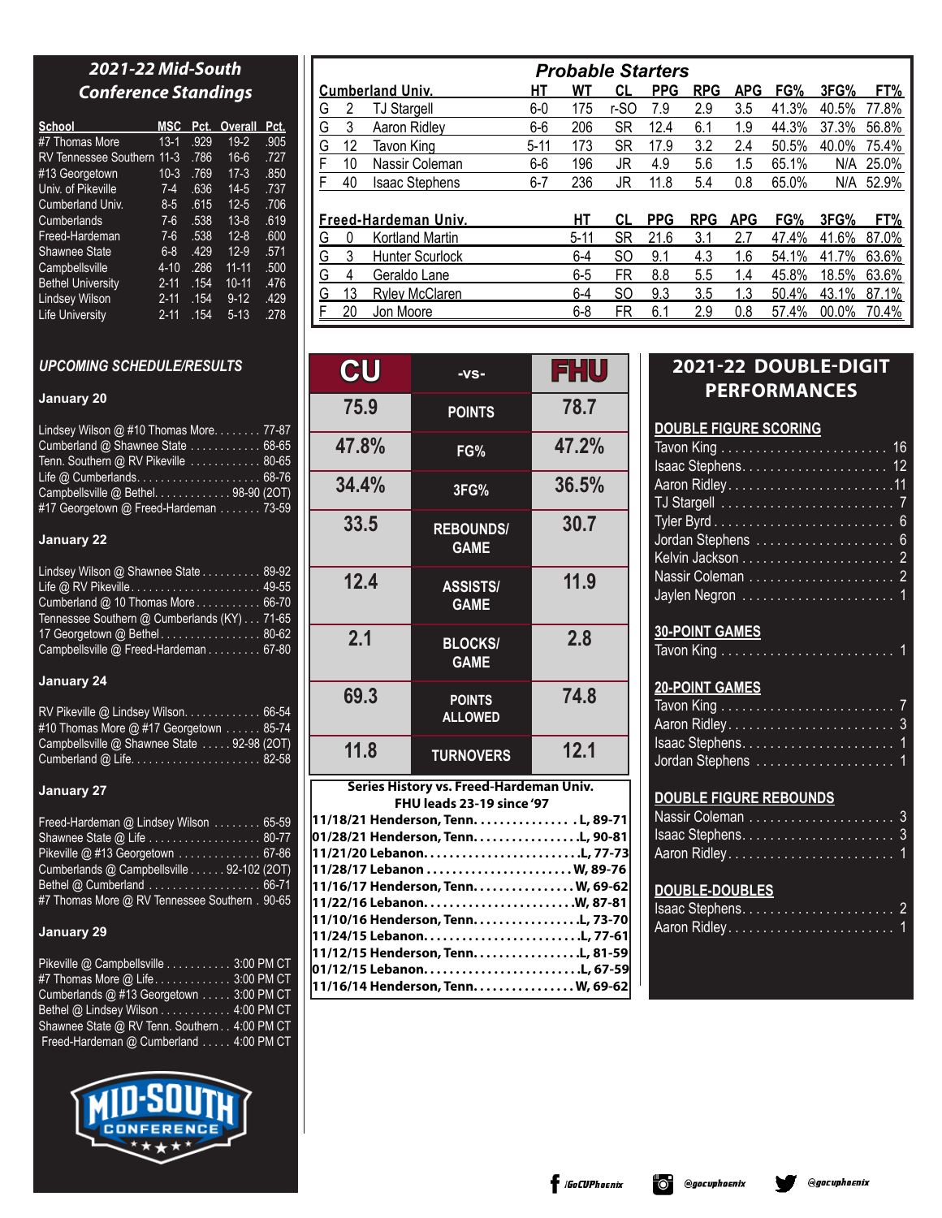## 2021-22 Mid-South Conference Standings

| School | MSC | Pct. | Overall | Pct. |
|---|---|---|---|---|
| #7 Thomas More | 13-1 | .929 | 19-2 | .905 |
| RV Tennessee Southern | 11-3 | .786 | 16-6 | .727 |
| #13 Georgetown | 10-3 | .769 | 17-3 | .850 |
| Univ. of Pikeville | 7-4 | .636 | 14-5 | .737 |
| Cumberland Univ. | 8-5 | .615 | 12-5 | .706 |
| Cumberlands | 7-6 | .538 | 13-8 | .619 |
| Freed-Hardeman | 7-6 | .538 | 12-8 | .600 |
| Shawnee State | 6-8 | .429 | 12-9 | .571 |
| Campbellsville | 4-10 | .286 | 11-11 | .500 |
| Bethel University | 2-11 | .154 | 10-11 | .476 |
| Lindsey Wilson | 2-11 | .154 | 9-12 | .429 |
| Life University | 2-11 | .154 | 5-13 | .278 |

## UPCOMING SCHEDULE/RESULTS

**January 20**

Lindsey Wilson @ #10 Thomas More........ 77-87
Cumberland @ Shawnee State ........... 68-65
Tenn. Southern @ RV Pikeville ........... 80-65
Life @ Cumberlands.................... 68-76
Campbellsville @ Bethel............ 98-90 (2OT)
#17 Georgetown @ Freed-Hardeman ....... 73-59

**January 22**

Lindsey Wilson @ Shawnee State .......... 89-92
Life @ RV Pikeville...................... 49-55
Cumberland @ 10 Thomas More........... 66-70
Tennessee Southern @ Cumberlands (KY) ... 71-65
17 Georgetown @ Bethel................. 80-62
Campbellsville @ Freed-Hardeman ......... 67-80

**January 24**

RV Pikeville @ Lindsey Wilson............. 66-54
#10 Thomas More @ #17 Georgetown ...... 85-74
Campbellsville @ Shawnee State ..... 92-98 (2OT)
Cumberland @ Life...................... 82-58

**January 27**

Freed-Hardeman @ Lindsey Wilson ........ 65-59
Shawnee State @ Life .................. 80-77
Pikeville @ #13 Georgetown .............. 67-86
Cumberlands @ Campbellsville ...... 92-102 (2OT)
Bethel @ Cumberland ................... 66-71
#7 Thomas More @ RV Tennessee Southern . 90-65

**January 29**

Pikeville @ Campbellsville ........... 3:00 PM CT
#7 Thomas More @ Life............. 3:00 PM CT
Cumberlands @ #13 Georgetown ..... 3:00 PM CT
Bethel @ Lindsey Wilson ............ 4:00 PM CT
Shawnee State @ RV Tenn. Southern .. 4:00 PM CT
Freed-Hardeman @ Cumberland ..... 4:00 PM CT

## Probable Starters

| Cumberland Univ. | | | HT | WT | CL | PPG | RPG | APG | FG% | 3FG% | FT% |
|---|---|---|---|---|---|---|---|---|---|---|---|
| G | 2 | TJ Stargell | 6-0 | 175 | r-SO | 7.9 | 2.9 | 3.5 | 41.3% | 40.5% | 77.8% |
| G | 3 | Aaron Ridley | 6-6 | 206 | SR | 12.4 | 6.1 | 1.9 | 44.3% | 37.3% | 56.8% |
| G | 12 | Tavon King | 5-11 | 173 | SR | 17.9 | 3.2 | 2.4 | 50.5% | 40.0% | 75.4% |
| F | 10 | Nassir Coleman | 6-6 | 196 | JR | 4.9 | 5.6 | 1.5 | 65.1% | N/A | 25.0% |
| F | 40 | Isaac Stephens | 6-7 | 236 | JR | 11.8 | 5.4 | 0.8 | 65.0% | N/A | 52.9% |

| Freed-Hardeman Univ. | | | HT | CL | PPG | RPG | APG | FG% | 3FG% | FT% |
|---|---|---|---|---|---|---|---|---|---|---|
| G | 0 | Kortland Martin | 5-11 | SR | 21.6 | 3.1 | 2.7 | 47.4% | 41.6% | 87.0% |
| G | 3 | Hunter Scurlock | 6-4 | SO | 9.1 | 4.3 | 1.6 | 54.1% | 41.7% | 63.6% |
| G | 4 | Geraldo Lane | 6-5 | FR | 8.8 | 5.5 | 1.4 | 45.8% | 18.5% | 63.6% |
| G | 13 | Ryley McClaren | 6-4 | SO | 9.3 | 3.5 | 1.3 | 50.4% | 43.1% | 87.1% |
| F | 20 | Jon Moore | 6-8 | FR | 6.1 | 2.9 | 0.8 | 57.4% | 00.0% | 70.4% |

| CU | -vs- | FHU |
|---|---|---|
| 75.9 | POINTS | 78.7 |
| 47.8% | FG% | 47.2% |
| 34.4% | 3FG% | 36.5% |
| 33.5 | REBOUNDS/ GAME | 30.7 |
| 12.4 | ASSISTS/ GAME | 11.9 |
| 2.1 | BLOCKS/ GAME | 2.8 |
| 69.3 | POINTS ALLOWED | 74.8 |
| 11.8 | TURNOVERS | 12.1 |

**Series History vs. Freed-Hardeman Univ.**
**FHU leads 23-19 since '97**

**11/18/21 Henderson, Tenn. ............... L, 89-71**
**01/28/21 Henderson, Tenn. ................ L, 90-81**
**11/21/20 Lebanon......................... L, 77-73**
**11/28/17 Lebanon ....................... W, 89-76**
**11/16/17 Henderson, Tenn. ............... W, 69-62**
**11/22/16 Lebanon........................ W, 87-81**
**11/10/16 Henderson, Tenn. ................ L, 73-70**
**11/24/15 Lebanon......................... L, 77-61**
**11/12/15 Henderson, Tenn. ................ L, 81-59**
**01/12/15 Lebanon......................... L, 67-59**
**11/16/14 Henderson, Tenn. ............... W, 69-62**

## 2021-22 DOUBLE-DIGIT PERFORMANCES

**DOUBLE FIGURE SCORING**

Tavon King ........................ 16
Isaac Stephens..................... 12
Aaron Ridley........................ 11
TJ Stargell ......................... 7
Tyler Byrd .......................... 6
Jordan Stephens .................... 6
Kelvin Jackson ...................... 2
Nassir Coleman ..................... 2
Jaylen Negron ...................... 1

**30-POINT GAMES**

Tavon King ......................... 1

**20-POINT GAMES**

Tavon King ......................... 7
Aaron Ridley........................ 3
Isaac Stephens...................... 1
Jordan Stephens .................... 1

**DOUBLE FIGURE REBOUNDS**

Nassir Coleman ..................... 3
Isaac Stephens...................... 3
Aaron Ridley........................ 1

**DOUBLE-DOUBLES**

Isaac Stephens...................... 2
Aaron Ridley........................ 1

/GoCUPhoenix @gocuphoenix @gocuphoenix